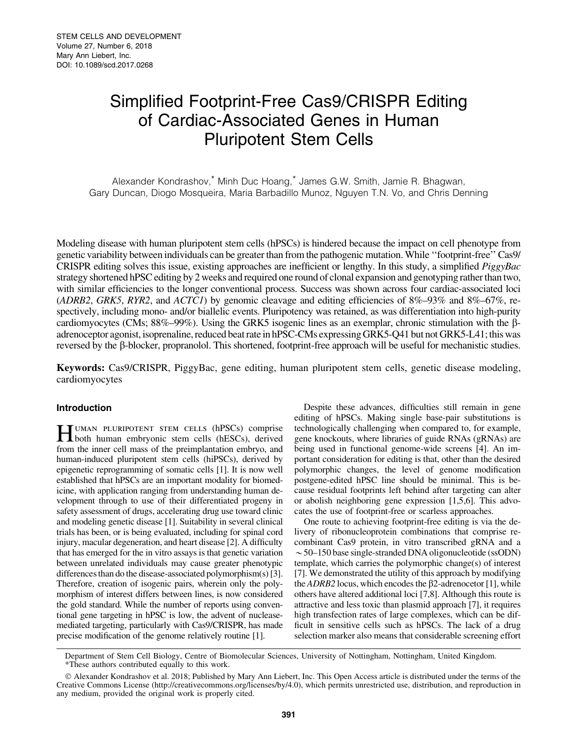# Simplified Footprint-Free Cas9/CRISPR Editing of Cardiac-Associated Genes in Human Pluripotent Stem Cells

Alexander Kondrashov,* Minh Duc Hoang,* James G.W. Smith, Jamie R. Bhagwan, Gary Duncan, Diogo Mosqueira, Maria Barbadillo Munoz, Nguyen T.N. Vo, and Chris Denning

Modeling disease with human pluripotent stem cells (hPSCs) is hindered because the impact on cell phenotype from genetic variability between individuals can be greater than from the pathogenic mutation. While ''footprint-free'' Cas9/CRISPR editing solves this issue, existing approaches are inefficient or lengthy. In this study, a simplified *PiggyBac* strategy shortened hPSC editing by 2 weeks and required one round of clonal expansion and genotyping rather than two, with similar efficiencies to the longer conventional process. Success was shown across four cardiac-associated loci (*ADRB2*, *GRK5*, *RYR2*, and *ACTC1*) by genomic cleavage and editing efficiencies of 8%–93% and 8%–67%, respectively, including mono- and/or biallelic events. Pluripotency was retained, as was differentiation into high-purity cardiomyocytes (CMs; 88%–99%). Using the GRK5 isogenic lines as an exemplar, chronic stimulation with the β-adrenoceptor agonist, isoprenaline, reduced beat rate in hPSC-CMs expressing GRK5-Q41 but not GRK5-L41; this was reversed by the β-blocker, propranolol. This shortened, footprint-free approach will be useful for mechanistic studies.

**Keywords:** Cas9/CRISPR, PiggyBac, gene editing, human pluripotent stem cells, genetic disease modeling, cardiomyocytes

## Introduction

Human pluripotent stem cells (hPSCs) comprise both human embryonic stem cells (hESCs), derived from the inner cell mass of the preimplantation embryo, and human-induced pluripotent stem cells (hiPSCs), derived by epigenetic reprogramming of somatic cells [1]. It is now well established that hPSCs are an important modality for biomedicine, with application ranging from understanding human development through to use of their differentiated progeny in safety assessment of drugs, accelerating drug use toward clinic and modeling genetic disease [1]. Suitability in several clinical trials has been, or is being evaluated, including for spinal cord injury, macular degeneration, and heart disease [2]. A difficulty that has emerged for the in vitro assays is that genetic variation between unrelated individuals may cause greater phenotypic differences than do the disease-associated polymorphism(s) [3]. Therefore, creation of isogenic pairs, wherein only the polymorphism of interest differs between lines, is now considered the gold standard. While the number of reports using conventional gene targeting in hPSC is low, the advent of nuclease-mediated targeting, particularly with Cas9/CRISPR, has made precise modification of the genome relatively routine [1].

Despite these advances, difficulties still remain in gene editing of hPSCs. Making single base-pair substitutions is technologically challenging when compared to, for example, gene knockouts, where libraries of guide RNAs (gRNAs) are being used in functional genome-wide screens [4]. An important consideration for editing is that, other than the desired polymorphic changes, the level of genome modification postgene-edited hPSC line should be minimal. This is because residual footprints left behind after targeting can alter or abolish neighboring gene expression [1,5,6]. This advocates the use of footprint-free or scarless approaches.

One route to achieving footprint-free editing is via the delivery of ribonucleoprotein combinations that comprise recombinant Cas9 protein, in vitro transcribed gRNA and a ~50–150 base single-stranded DNA oligonucleotide (ssODN) template, which carries the polymorphic change(s) of interest [7]. We demonstrated the utility of this approach by modifying the *ADRB2* locus, which encodes the β2-adrenocetor [1], while others have altered additional loci [7,8]. Although this route is attractive and less toxic than plasmid approach [7], it requires high transfection rates of large complexes, which can be difficult in sensitive cells such as hPSCs. The lack of a drug selection marker also means that considerable screening effort

Department of Stem Cell Biology, Centre of Biomolecular Sciences, University of Nottingham, Nottingham, United Kingdom.
*These authors contributed equally to this work.

© Alexander Kondrashov et al. 2018; Published by Mary Ann Liebert, Inc. This Open Access article is distributed under the terms of the Creative Commons License (http://creativecommons.org/licenses/by/4.0), which permits unrestricted use, distribution, and reproduction in any medium, provided the original work is properly cited.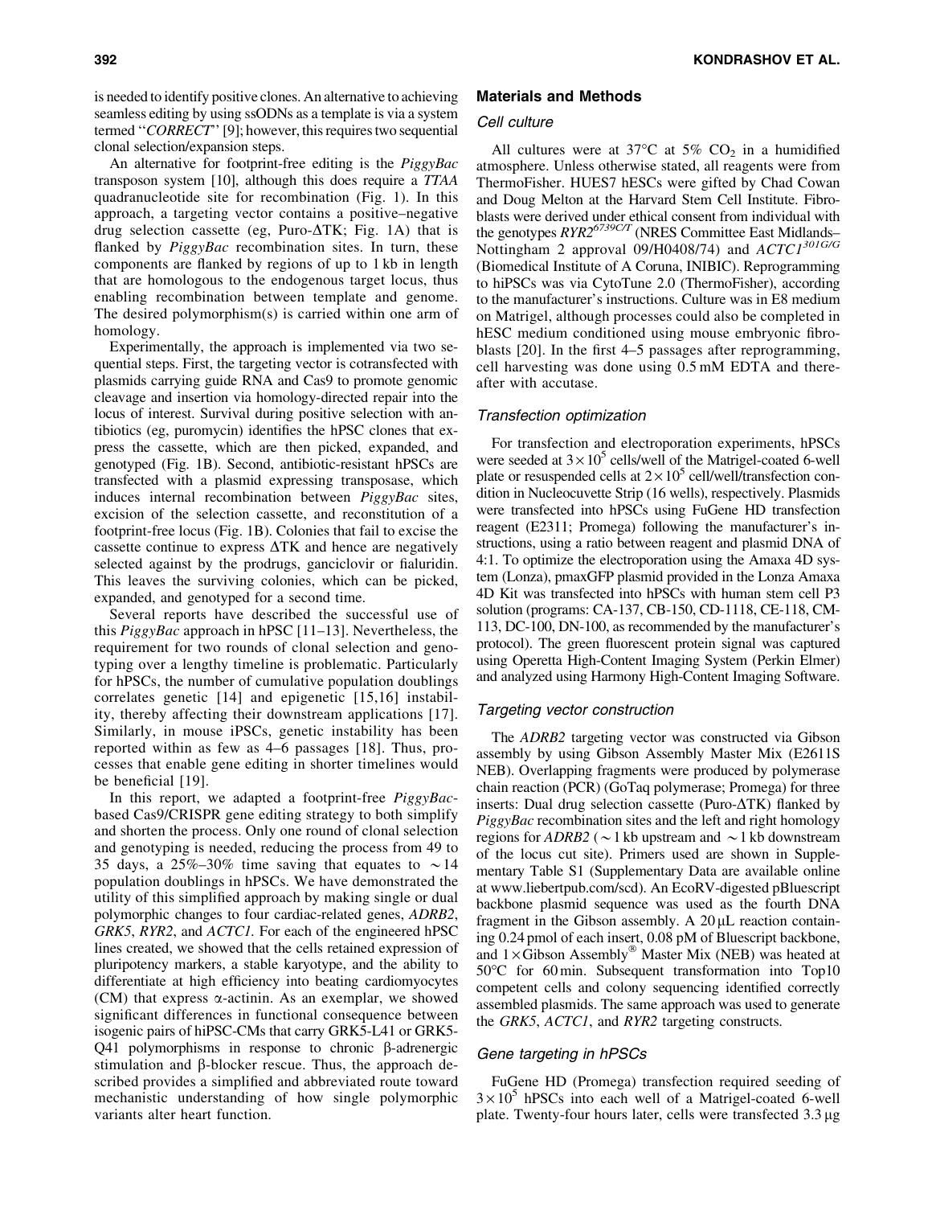is needed to identify positive clones. An alternative to achieving seamless editing by using ssODNs as a template is via a system termed "*CORRECT*" [9]; however, this requires two sequential clonal selection/expansion steps.

An alternative for footprint-free editing is the *PiggyBac* transposon system [10], although this does require a *TTAA* quadranucleotide site for recombination (Fig. 1). In this approach, a targeting vector contains a positive–negative drug selection cassette (eg, Puro-ΔTK; Fig. 1A) that is flanked by *PiggyBac* recombination sites. In turn, these components are flanked by regions of up to 1 kb in length that are homologous to the endogenous target locus, thus enabling recombination between template and genome. The desired polymorphism(s) is carried within one arm of homology.

Experimentally, the approach is implemented via two sequential steps. First, the targeting vector is cotransfected with plasmids carrying guide RNA and Cas9 to promote genomic cleavage and insertion via homology-directed repair into the locus of interest. Survival during positive selection with antibiotics (eg, puromycin) identifies the hPSC clones that express the cassette, which are then picked, expanded, and genotyped (Fig. 1B). Second, antibiotic-resistant hPSCs are transfected with a plasmid expressing transposase, which induces internal recombination between *PiggyBac* sites, excision of the selection cassette, and reconstitution of a footprint-free locus (Fig. 1B). Colonies that fail to excise the cassette continue to express ΔTK and hence are negatively selected against by the prodrugs, ganciclovir or fialuridin. This leaves the surviving colonies, which can be picked, expanded, and genotyped for a second time.

Several reports have described the successful use of this *PiggyBac* approach in hPSC [11–13]. Nevertheless, the requirement for two rounds of clonal selection and genotyping over a lengthy timeline is problematic. Particularly for hPSCs, the number of cumulative population doublings correlates genetic [14] and epigenetic [15,16] instability, thereby affecting their downstream applications [17]. Similarly, in mouse iPSCs, genetic instability has been reported within as few as 4–6 passages [18]. Thus, processes that enable gene editing in shorter timelines would be beneficial [19].

In this report, we adapted a footprint-free *PiggyBac*-based Cas9/CRISPR gene editing strategy to both simplify and shorten the process. Only one round of clonal selection and genotyping is needed, reducing the process from 49 to 35 days, a 25%–30% time saving that equates to ~14 population doublings in hPSCs. We have demonstrated the utility of this simplified approach by making single or dual polymorphic changes to four cardiac-related genes, *ADRB2*, *GRK5*, *RYR2*, and *ACTC1*. For each of the engineered hPSC lines created, we showed that the cells retained expression of pluripotency markers, a stable karyotype, and the ability to differentiate at high efficiency into beating cardiomyocytes (CM) that express α-actinin. As an exemplar, we showed significant differences in functional consequence between isogenic pairs of hiPSC-CMs that carry GRK5-L41 or GRK5-Q41 polymorphisms in response to chronic β-adrenergic stimulation and β-blocker rescue. Thus, the approach described provides a simplified and abbreviated route toward mechanistic understanding of how single polymorphic variants alter heart function.

## Materials and Methods

### Cell culture

All cultures were at 37°C at 5% $CO_2$ in a humidified atmosphere. Unless otherwise stated, all reagents were from ThermoFisher. HUES7 hESCs were gifted by Chad Cowan and Doug Melton at the Harvard Stem Cell Institute. Fibroblasts were derived under ethical consent from individual with the genotypes *RYR2*$^{6739C/T}$ (NRES Committee East Midlands–Nottingham 2 approval 09/H0408/74) and *ACTC1*$^{301G/G}$ (Biomedical Institute of A Coruna, INIBIC). Reprogramming to hiPSCs was via CytoTune 2.0 (ThermoFisher), according to the manufacturer's instructions. Culture was in E8 medium on Matrigel, although processes could also be completed in hESC medium conditioned using mouse embryonic fibroblasts [20]. In the first 4–5 passages after reprogramming, cell harvesting was done using 0.5 mM EDTA and thereafter with accutase.

### Transfection optimization

For transfection and electroporation experiments, hPSCs were seeded at $3 \times 10^5$ cells/well of the Matrigel-coated 6-well plate or resuspended cells at $2 \times 10^5$ cell/well/transfection condition in Nucleocuvette Strip (16 wells), respectively. Plasmids were transfected into hPSCs using FuGene HD transfection reagent (E2311; Promega) following the manufacturer's instructions, using a ratio between reagent and plasmid DNA of 4:1. To optimize the electroporation using the Amaxa 4D system (Lonza), pmaxGFP plasmid provided in the Lonza Amaxa 4D Kit was transfected into hPSCs with human stem cell P3 solution (programs: CA-137, CB-150, CD-1118, CE-118, CM-113, DC-100, DN-100, as recommended by the manufacturer's protocol). The green fluorescent protein signal was captured using Operetta High-Content Imaging System (Perkin Elmer) and analyzed using Harmony High-Content Imaging Software.

### Targeting vector construction

The *ADRB2* targeting vector was constructed via Gibson assembly by using Gibson Assembly Master Mix (E2611S NEB). Overlapping fragments were produced by polymerase chain reaction (PCR) (GoTaq polymerase; Promega) for three inserts: Dual drug selection cassette (Puro-ΔTK) flanked by *PiggyBac* recombination sites and the left and right homology regions for *ADRB2* (~1 kb upstream and ~1 kb downstream of the locus cut site). Primers used are shown in Supplementary Table S1 (Supplementary Data are available online at www.liebertpub.com/scd). An EcoRV-digested pBluescript backbone plasmid sequence was used as the fourth DNA fragment in the Gibson assembly. A 20 μL reaction containing 0.24 pmol of each insert, 0.08 pM of Bluescript backbone, and 1× Gibson Assembly® Master Mix (NEB) was heated at 50°C for 60 min. Subsequent transformation into Top10 competent cells and colony sequencing identified correctly assembled plasmids. The same approach was used to generate the *GRK5*, *ACTC1*, and *RYR2* targeting constructs.

### Gene targeting in hPSCs

FuGene HD (Promega) transfection required seeding of $3 \times 10^5$ hPSCs into each well of a Matrigel-coated 6-well plate. Twenty-four hours later, cells were transfected 3.3 μg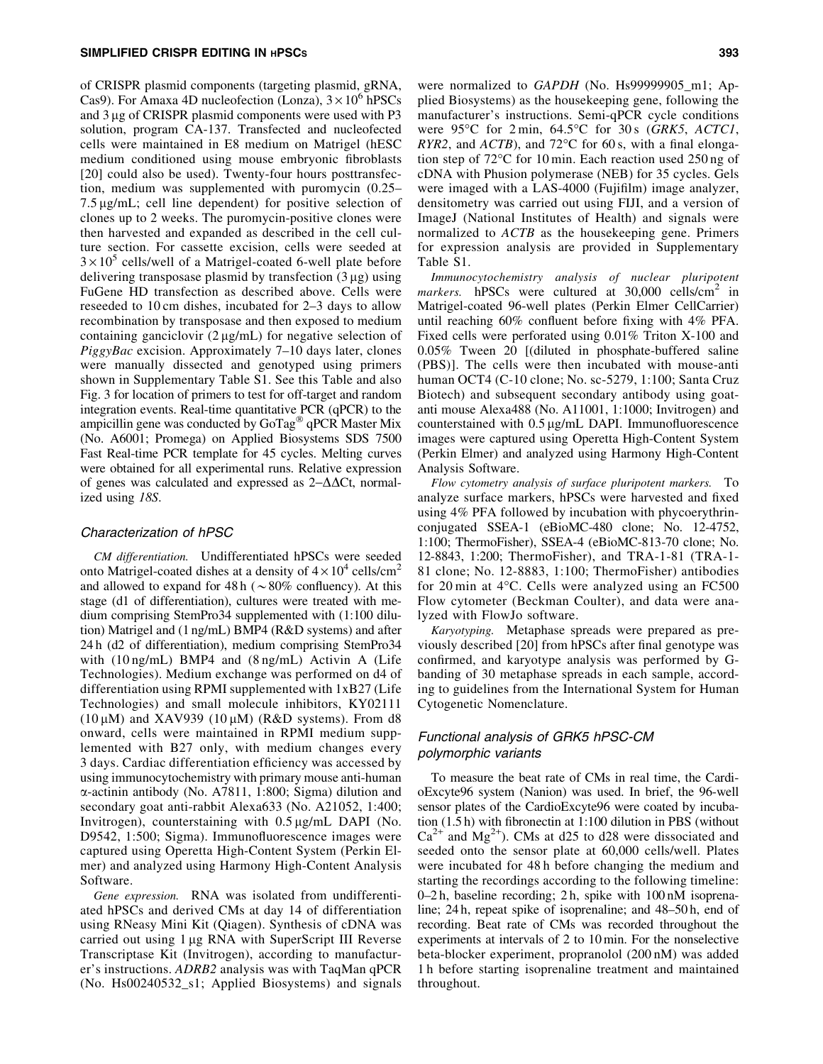of CRISPR plasmid components (targeting plasmid, gRNA, Cas9). For Amaxa 4D nucleofection (Lonza), $3 \times 10^6$ hPSCs and 3 μg of CRISPR plasmid components were used with P3 solution, program CA-137. Transfected and nucleofected cells were maintained in E8 medium on Matrigel (hESC medium conditioned using mouse embryonic fibroblasts [20] could also be used). Twenty-four hours posttransfection, medium was supplemented with puromycin (0.25–7.5 μg/mL; cell line dependent) for positive selection of clones up to 2 weeks. The puromycin-positive clones were then harvested and expanded as described in the cell culture section. For cassette excision, cells were seeded at $3 \times 10^5$ cells/well of a Matrigel-coated 6-well plate before delivering transposase plasmid by transfection (3 μg) using FuGene HD transfection as described above. Cells were reseeded to 10 cm dishes, incubated for 2–3 days to allow recombination by transposase and then exposed to medium containing ganciclovir (2 μg/mL) for negative selection of *PiggyBac* excision. Approximately 7–10 days later, clones were manually dissected and genotyped using primers shown in Supplementary Table S1. See this Table and also Fig. 3 for location of primers to test for off-target and random integration events. Real-time quantitative PCR (qPCR) to the ampicillin gene was conducted by GoTag® qPCR Master Mix (No. A6001; Promega) on Applied Biosystems SDS 7500 Fast Real-time PCR template for 45 cycles. Melting curves were obtained for all experimental runs. Relative expression of genes was calculated and expressed as 2–ΔΔCt, normalized using *18S*.

### Characterization of hPSC

*CM differentiation.* Undifferentiated hPSCs were seeded onto Matrigel-coated dishes at a density of $4 \times 10^4$ cells/cm$^2$ and allowed to expand for 48 h ( ~80% confluency). At this stage (d1 of differentiation), cultures were treated with medium comprising StemPro34 supplemented with (1:100 dilution) Matrigel and (1 ng/mL) BMP4 (R&D systems) and after 24 h (d2 of differentiation), medium comprising StemPro34 with (10 ng/mL) BMP4 and (8 ng/mL) Activin A (Life Technologies). Medium exchange was performed on d4 of differentiation using RPMI supplemented with 1xB27 (Life Technologies) and small molecule inhibitors, KY02111 (10 μM) and XAV939 (10 μM) (R&D systems). From d8 onward, cells were maintained in RPMI medium supplemented with B27 only, with medium changes every 3 days. Cardiac differentiation efficiency was accessed by using immunocytochemistry with primary mouse anti-human α-actinin antibody (No. A7811, 1:800; Sigma) dilution and secondary goat anti-rabbit Alexa633 (No. A21052, 1:400; Invitrogen), counterstaining with 0.5 μg/mL DAPI (No. D9542, 1:500; Sigma). Immunofluorescence images were captured using Operetta High-Content System (Perkin Elmer) and analyzed using Harmony High-Content Analysis Software.

*Gene expression.* RNA was isolated from undifferentiated hPSCs and derived CMs at day 14 of differentiation using RNeasy Mini Kit (Qiagen). Synthesis of cDNA was carried out using 1 μg RNA with SuperScript III Reverse Transcriptase Kit (Invitrogen), according to manufacturer's instructions. *ADRB2* analysis was with TaqMan qPCR (No. Hs00240532_s1; Applied Biosystems) and signals were normalized to *GAPDH* (No. Hs99999905_m1; Applied Biosystems) as the housekeeping gene, following the manufacturer's instructions. Semi-qPCR cycle conditions were 95°C for 2 min, 64.5°C for 30 s (*GRK5*, *ACTC1*, *RYR2*, and *ACTB*), and 72°C for 60 s, with a final elongation step of 72°C for 10 min. Each reaction used 250 ng of cDNA with Phusion polymerase (NEB) for 35 cycles. Gels were imaged with a LAS-4000 (Fujifilm) image analyzer, densitometry was carried out using FIJI, and a version of ImageJ (National Institutes of Health) and signals were normalized to *ACTB* as the housekeeping gene. Primers for expression analysis are provided in Supplementary Table S1.

*Immunocytochemistry analysis of nuclear pluripotent markers.* hPSCs were cultured at 30,000 cells/cm$^2$ in Matrigel-coated 96-well plates (Perkin Elmer CellCarrier) until reaching 60% confluent before fixing with 4% PFA. Fixed cells were perforated using 0.01% Triton X-100 and 0.05% Tween 20 [(diluted in phosphate-buffered saline (PBS)]. The cells were then incubated with mouse-anti human OCT4 (C-10 clone; No. sc-5279, 1:100; Santa Cruz Biotech) and subsequent secondary antibody using goat-anti mouse Alexa488 (No. A11001, 1:1000; Invitrogen) and counterstained with 0.5 μg/mL DAPI. Immunofluorescence images were captured using Operetta High-Content System (Perkin Elmer) and analyzed using Harmony High-Content Analysis Software.

*Flow cytometry analysis of surface pluripotent markers.* To analyze surface markers, hPSCs were harvested and fixed using 4% PFA followed by incubation with phycoerythrin-conjugated SSEA-1 (eBioMC-480 clone; No. 12-4752, 1:100; ThermoFisher), SSEA-4 (eBioMC-813-70 clone; No. 12-8843, 1:200; ThermoFisher), and TRA-1-81 (TRA-1-81 clone; No. 12-8883, 1:100; ThermoFisher) antibodies for 20 min at 4°C. Cells were analyzed using an FC500 Flow cytometer (Beckman Coulter), and data were analyzed with FlowJo software.

*Karyotyping.* Metaphase spreads were prepared as previously described [20] from hPSCs after final genotype was confirmed, and karyotype analysis was performed by G-banding of 30 metaphase spreads in each sample, according to guidelines from the International System for Human Cytogenetic Nomenclature.

### Functional analysis of GRK5 hPSC-CM polymorphic variants

To measure the beat rate of CMs in real time, the CardioExcyte96 system (Nanion) was used. In brief, the 96-well sensor plates of the CardioExcyte96 were coated by incubation (1.5 h) with fibronectin at 1:100 dilution in PBS (without $Ca^{2+}$ and $Mg^{2+}$). CMs at d25 to d28 were dissociated and seeded onto the sensor plate at 60,000 cells/well. Plates were incubated for 48 h before changing the medium and starting the recordings according to the following timeline: 0–2 h, baseline recording; 2 h, spike with 100 nM isoprenaline; 24 h, repeat spike of isoprenaline; and 48–50 h, end of recording. Beat rate of CMs was recorded throughout the experiments at intervals of 2 to 10 min. For the nonselective beta-blocker experiment, propranolol (200 nM) was added 1 h before starting isoprenaline treatment and maintained throughout.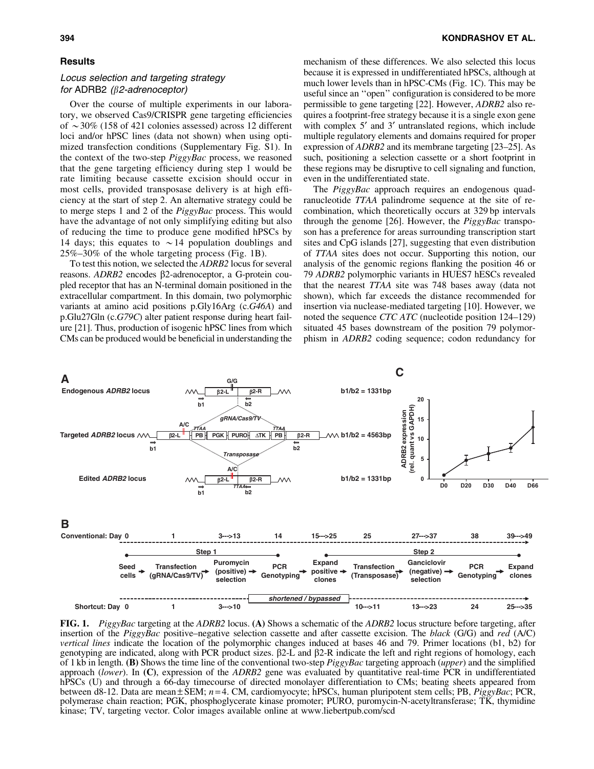## Results

### Locus selection and targeting strategy for *ADRB2* (β2-adrenoceptor)

Over the course of multiple experiments in our laboratory, we observed Cas9/CRISPR gene targeting efficiencies of ~30% (158 of 421 colonies assessed) across 12 different loci and/or hPSC lines (data not shown) when using optimized transfection conditions (Supplementary Fig. S1). In the context of the two-step *PiggyBac* process, we reasoned that the gene targeting efficiency during step 1 would be rate limiting because cassette excision should occur in most cells, provided transposase delivery is at high efficiency at the start of step 2. An alternative strategy could be to merge steps 1 and 2 of the *PiggyBac* process. This would have the advantage of not only simplifying editing but also of reducing the time to produce gene modified hPSCs by 14 days; this equates to ~14 population doublings and 25%–30% of the whole targeting process (Fig. 1B).

To test this notion, we selected the *ADRB2* locus for several reasons. *ADRB2* encodes β2-adrenoceptor, a G-protein coupled receptor that has an N-terminal domain positioned in the extracellular compartment. In this domain, two polymorphic variants at amino acid positions p.Gly16Arg (c.*G46A*) and p.Glu27Gln (c.*G79C*) alter patient response during heart failure [21]. Thus, production of isogenic hPSC lines from which CMs can be produced would be beneficial in understanding the mechanism of these differences. We also selected this locus because it is expressed in undifferentiated hPSCs, although at much lower levels than in hPSC-CMs (Fig. 1C). This may be useful since an "open" configuration is considered to be more permissible to gene targeting [22]. However, *ADRB2* also requires a footprint-free strategy because it is a single exon gene with complex 5′ and 3′ untranslated regions, which include multiple regulatory elements and domains required for proper expression of *ADRB2* and its membrane targeting [23–25]. As such, positioning a selection cassette or a short footprint in these regions may be disruptive to cell signaling and function, even in the undifferentiated state.

The *PiggyBac* approach requires an endogenous quadranucleotide *TTAA* palindrome sequence at the site of recombination, which theoretically occurs at 329 bp intervals through the genome [26]. However, the *PiggyBac* transposon has a preference for areas surrounding transcription start sites and CpG islands [27], suggesting that even distribution of *TTAA* sites does not occur. Supporting this notion, our analysis of the genomic regions flanking the position 46 or 79 *ADRB2* polymorphic variants in HUES7 hESCs revealed that the nearest *TTAA* site was 748 bases away (data not shown), which far exceeds the distance recommended for insertion via nuclease-mediated targeting [10]. However, we noted the sequence *CTC ATC* (nucleotide position 124–129) situated 45 bases downstream of the position 79 polymorphism in *ADRB2* coding sequence; codon redundancy for

**FIG. 1.** *PiggyBac* targeting at the *ADRB2* locus. **(A)** Shows a schematic of the *ADRB2* locus structure before targeting, after insertion of the *PiggyBac* positive–negative selection cassette and after cassette excision. The *black* (G/G) and *red* (A/C) *vertical lines* indicate the location of the polymorphic changes induced at bases 46 and 79. Primer locations (b1, b2) for genotyping are indicated, along with PCR product sizes. β2-L and β2-R indicate the left and right regions of homology, each of 1 kb in length. **(B)** Shows the time line of the conventional two-step *PiggyBac* targeting approach (*upper*) and the simplified approach (*lower*). In **(C)**, expression of the *ADRB2* gene was evaluated by quantitative real-time PCR in undifferentiated hPSCs (U) and through a 66-day timecourse of directed monolayer differentiation to CMs; beating sheets appeared from between d8-12. Data are mean ± SEM; $n = 4$. CM, cardiomyocyte; hPSCs, human pluripotent stem cells; PB, *PiggyBac*; PCR, polymerase chain reaction; PGK, phosphoglycerate kinase promoter; PURO, puromycin-N-acetyltransferase; TK, thymidine kinase; TV, targeting vector. Color images available online at www.liebertpub.com/scd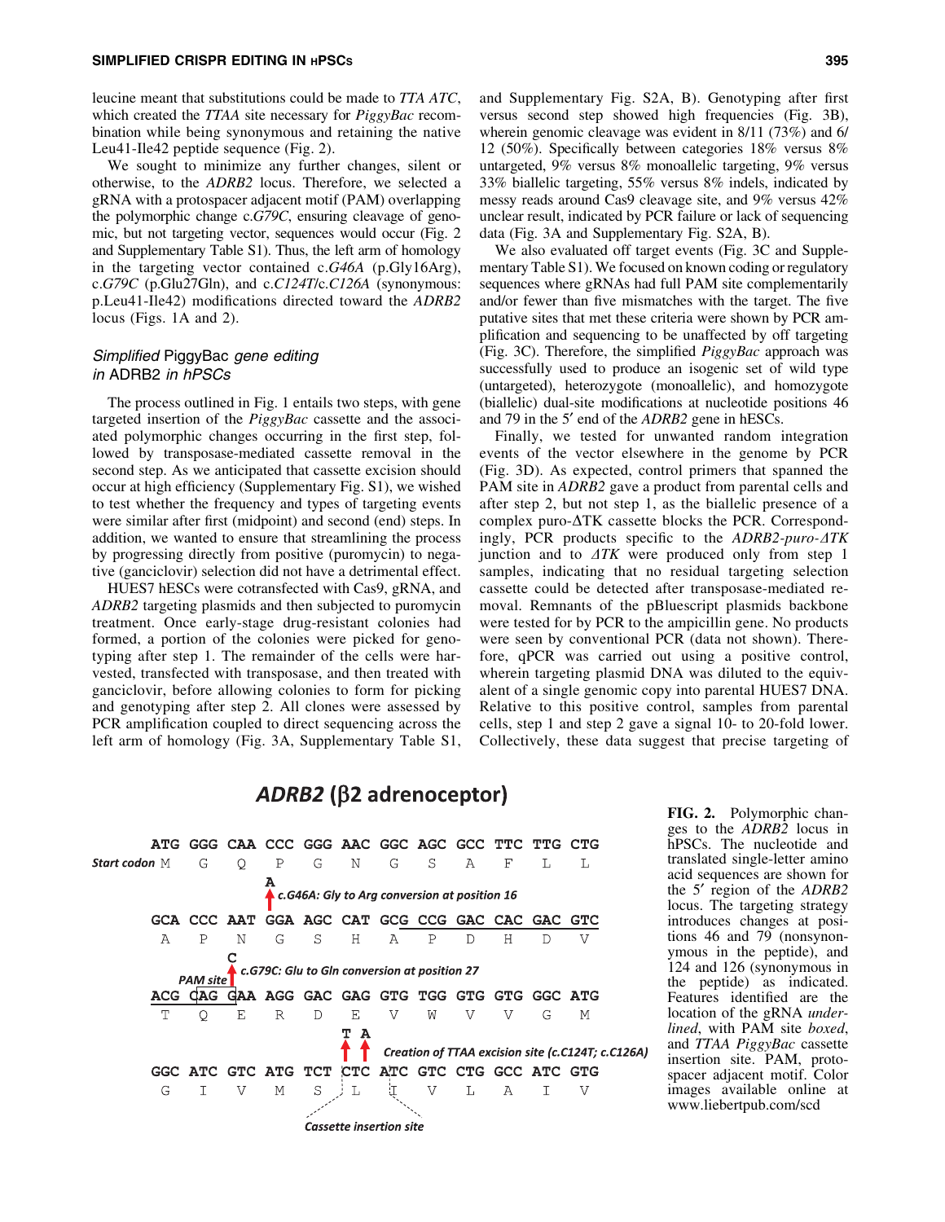leucine meant that substitutions could be made to *TTA ATC*, which created the *TTAA* site necessary for *PiggyBac* recombination while being synonymous and retaining the native Leu41-Ile42 peptide sequence (Fig. 2).

We sought to minimize any further changes, silent or otherwise, to the *ADRB2* locus. Therefore, we selected a gRNA with a protospacer adjacent motif (PAM) overlapping the polymorphic change c.*G79C*, ensuring cleavage of genomic, but not targeting vector, sequences would occur (Fig. 2 and Supplementary Table S1). Thus, the left arm of homology in the targeting vector contained c.*G46A* (p.Gly16Arg), c.*G79C* (p.Glu27Gln), and c.*C124T*/c.*C126A* (synonymous: p.Leu41-Ile42) modifications directed toward the *ADRB2* locus (Figs. 1A and 2).

### *Simplified* PiggyBac *gene editing in* ADRB2 *in hPSCs*

The process outlined in Fig. 1 entails two steps, with gene targeted insertion of the *PiggyBac* cassette and the associated polymorphic changes occurring in the first step, followed by transposase-mediated cassette removal in the second step. As we anticipated that cassette excision should occur at high efficiency (Supplementary Fig. S1), we wished to test whether the frequency and types of targeting events were similar after first (midpoint) and second (end) steps. In addition, we wanted to ensure that streamlining the process by progressing directly from positive (puromycin) to negative (ganciclovir) selection did not have a detrimental effect.

HUES7 hESCs were cotransfected with Cas9, gRNA, and *ADRB2* targeting plasmids and then subjected to puromycin treatment. Once early-stage drug-resistant colonies had formed, a portion of the colonies were picked for genotyping after step 1. The remainder of the cells were harvested, transfected with transposase, and then treated with ganciclovir, before allowing colonies to form for picking and genotyping after step 2. All clones were assessed by PCR amplification coupled to direct sequencing across the left arm of homology (Fig. 3A, Supplementary Table S1, and Supplementary Fig. S2A, B). Genotyping after first versus second step showed high frequencies (Fig. 3B), wherein genomic cleavage was evident in 8/11 (73%) and 6/12 (50%). Specifically between categories 18% versus 8% untargeted, 9% versus 8% monoallelic targeting, 9% versus 33% biallelic targeting, 55% versus 8% indels, indicated by messy reads around Cas9 cleavage site, and 9% versus 42% unclear result, indicated by PCR failure or lack of sequencing data (Fig. 3A and Supplementary Fig. S2A, B).

We also evaluated off target events (Fig. 3C and Supplementary Table S1). We focused on known coding or regulatory sequences where gRNAs had full PAM site complementarily and/or fewer than five mismatches with the target. The five putative sites that met these criteria were shown by PCR amplification and sequencing to be unaffected by off targeting (Fig. 3C). Therefore, the simplified *PiggyBac* approach was successfully used to produce an isogenic set of wild type (untargeted), heterozygote (monoallelic), and homozygote (biallelic) dual-site modifications at nucleotide positions 46 and 79 in the 5′ end of the *ADRB2* gene in hESCs.

Finally, we tested for unwanted random integration events of the vector elsewhere in the genome by PCR (Fig. 3D). As expected, control primers that spanned the PAM site in *ADRB2* gave a product from parental cells and after step 2, but not step 1, as the biallelic presence of a complex puro-ΔTK cassette blocks the PCR. Correspondingly, PCR products specific to the *ADRB2-puro-ΔTK* junction and to *ΔTK* were produced only from step 1 samples, indicating that no residual targeting selection cassette could be detected after transposase-mediated removal. Remnants of the pBluescript plasmids backbone were tested for by PCR to the ampicillin gene. No products were seen by conventional PCR (data not shown). Therefore, qPCR was carried out using a positive control, wherein targeting plasmid DNA was diluted to the equivalent of a single genomic copy into parental HUES7 DNA. Relative to this positive control, samples from parental cells, step 1 and step 2 gave a signal 10- to 20-fold lower. Collectively, these data suggest that precise targeting of

**ADRB2 (β2 adrenoceptor)**

```
           ATG GGG CAA CCC GGG AAC GGC AGC GCC TTC TTG CTG
Start codon M   G   Q   P   G   N   G   S   A   F   L   L
                        A
                        ↑ c.G46A: Gly to Arg conversion at position 16
           GCA CCC AAT GGA AGC CAT GCG CCG GAC CAC GAC GTC
            A   P   N   G   S   H   A   P   D   H   D   V
                    C
           PAM site ↑ c.G79C: Glu to Gln conversion at position 27
           ACG CAG GAA AGG GAC GAG GTG TGG GTG GTG GGC ATG
            T   Q   E   R   D   E   V   W   V   V   G   M
                                T A
                                ↑ ↑ Creation of TTAA excision site (c.C124T; c.C126A)
           GGC ATC GTC ATG TCT CTC ATC GTC CTG GCC ATC GTG
            G   I   V   M   S   L   I   V   L   A   I   V
                              Cassette insertion site
```

**FIG. 2.** Polymorphic changes to the *ADRB2* locus in hPSCs. The nucleotide and translated single-letter amino acid sequences are shown for the 5′ region of the *ADRB2* locus. The targeting strategy introduces changes at positions 46 and 79 (nonsynonymous in the peptide), and 124 and 126 (synonymous in the peptide) as indicated. Features identified are the location of the gRNA *underlined*, with PAM site *boxed*, and *TTAA PiggyBac* cassette insertion site. PAM, protospacer adjacent motif. Color images available online at www.liebertpub.com/scd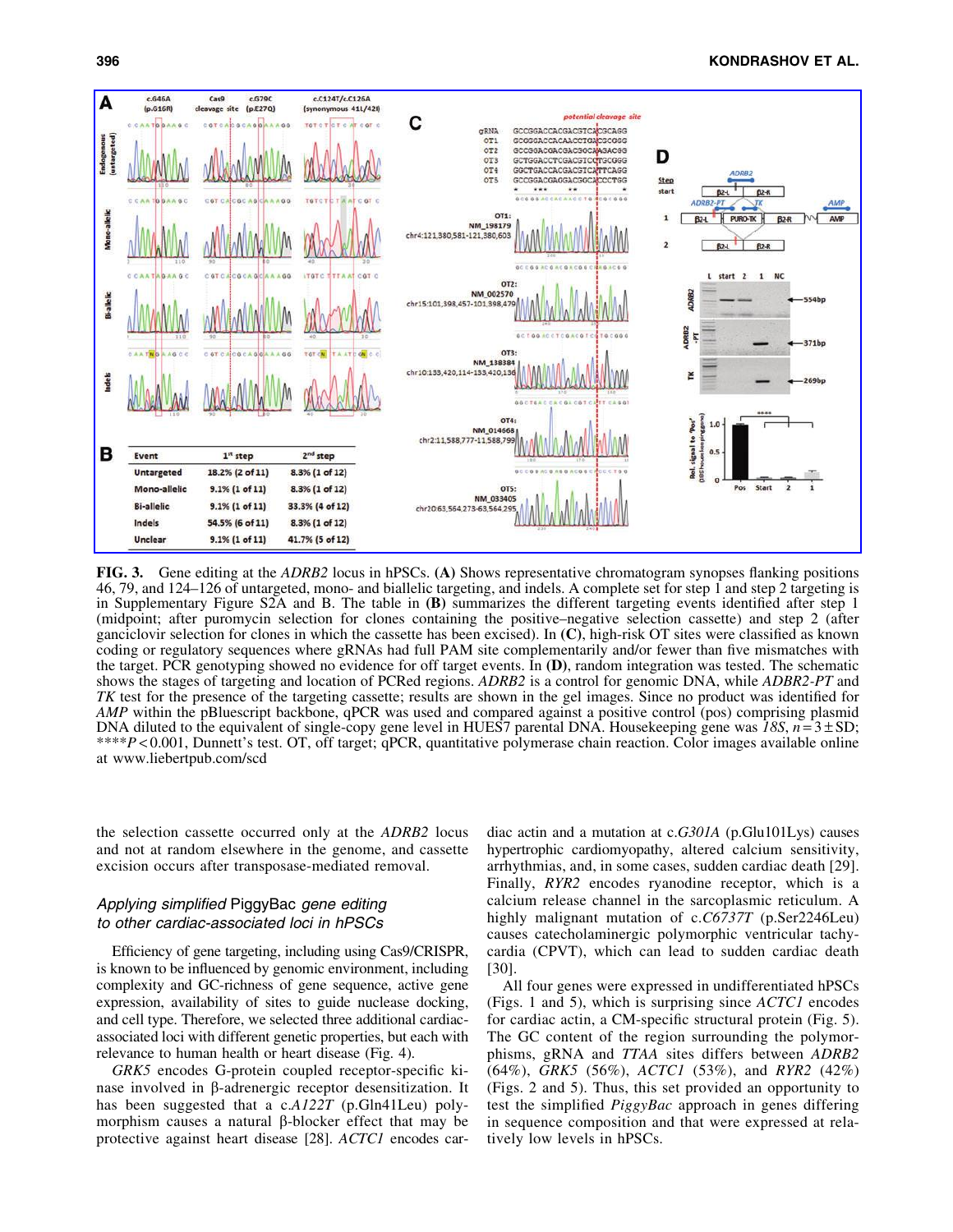| Event | 1st step | 2nd step |
| --- | --- | --- |
| Untargeted | 18.2% (2 of 11) | 8.3% (1 of 12) |
| Mono-allelic | 9.1% (1 of 11) | 8.3% (1 of 12) |
| Bi-allelic | 9.1% (1 of 11) | 33.3% (4 of 12) |
| Indels | 54.5% (6 of 11) | 8.3% (1 of 12) |
| Unclear | 9.1% (1 of 11) | 41.7% (5 of 12) |

**FIG. 3.** Gene editing at the *ADRB2* locus in hPSCs. **(A)** Shows representative chromatogram synopses flanking positions 46, 79, and 124–126 of untargeted, mono- and biallelic targeting, and indels. A complete set for step 1 and step 2 targeting is in Supplementary Figure S2A and B. The table in **(B)** summarizes the different targeting events identified after step 1 (midpoint; after puromycin selection for clones containing the positive–negative selection cassette) and step 2 (after ganciclovir selection for clones in which the cassette has been excised). In **(C)**, high-risk OT sites were classified as known coding or regulatory sequences where gRNAs had full PAM site complementarily and/or fewer than five mismatches with the target. PCR genotyping showed no evidence for off target events. In **(D)**, random integration was tested. The schematic shows the stages of targeting and location of PCRed regions. *ADRB2* is a control for genomic DNA, while *ADBR2-PT* and *TK* test for the presence of the targeting cassette; results are shown in the gel images. Since no product was identified for *AMP* within the pBluescript backbone, qPCR was used and compared against a positive control (pos) comprising plasmid DNA diluted to the equivalent of single-copy gene level in HUES7 parental DNA. Housekeeping gene was *18S*, $n = 3 \pm$ SD; \*\*\*\*$P < 0.001$, Dunnett's test. OT, off target; qPCR, quantitative polymerase chain reaction. Color images available online at www.liebertpub.com/scd

the selection cassette occurred only at the *ADRB2* locus and not at random elsewhere in the genome, and cassette excision occurs after transposase-mediated removal.

### *Applying simplified* PiggyBac *gene editing to other cardiac-associated loci in hPSCs*

Efficiency of gene targeting, including using Cas9/CRISPR, is known to be influenced by genomic environment, including complexity and GC-richness of gene sequence, active gene expression, availability of sites to guide nuclease docking, and cell type. Therefore, we selected three additional cardiac-associated loci with different genetic properties, but each with relevance to human health or heart disease (Fig. 4).

*GRK5* encodes G-protein coupled receptor-specific kinase involved in β-adrenergic receptor desensitization. It has been suggested that a c.*A122T* (p.Gln41Leu) polymorphism causes a natural β-blocker effect that may be protective against heart disease [28]. *ACTC1* encodes cardiac actin and a mutation at c.*G301A* (p.Glu101Lys) causes hypertrophic cardiomyopathy, altered calcium sensitivity, arrhythmias, and, in some cases, sudden cardiac death [29]. Finally, *RYR2* encodes ryanodine receptor, which is a calcium release channel in the sarcoplasmic reticulum. A highly malignant mutation of c.*C6737T* (p.Ser2246Leu) causes catecholaminergic polymorphic ventricular tachycardia (CPVT), which can lead to sudden cardiac death [30].

All four genes were expressed in undifferentiated hPSCs (Figs. 1 and 5), which is surprising since *ACTC1* encodes for cardiac actin, a CM-specific structural protein (Fig. 5). The GC content of the region surrounding the polymorphisms, gRNA and *TTAA* sites differs between *ADRB2* (64%), *GRK5* (56%), *ACTC1* (53%), and *RYR2* (42%) (Figs. 2 and 5). Thus, this set provided an opportunity to test the simplified *PiggyBac* approach in genes differing in sequence composition and that were expressed at relatively low levels in hPSCs.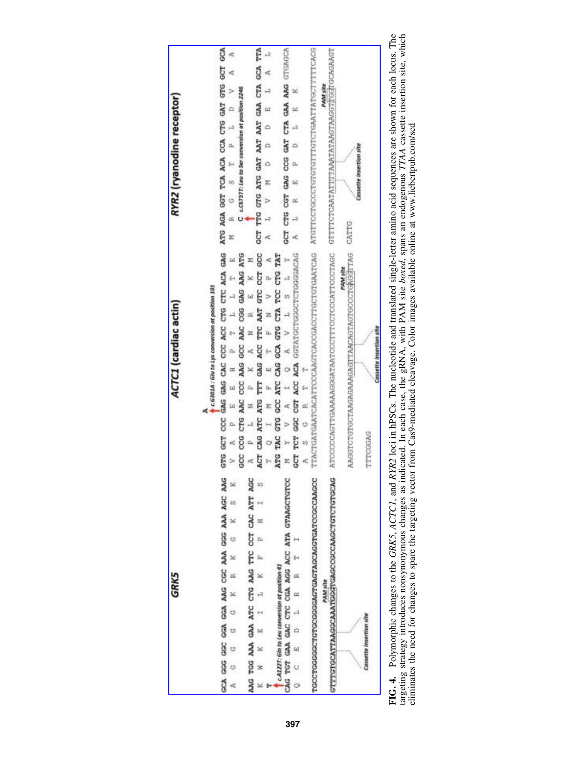FIG. 4. Polymorphic changes to the *GRK5*, *ACTC1*, and *RYR2* loci in hPSCs. The nucleotide and translated single-letter amino acid sequences are shown for each locus. The targeting strategy introduces nonsynonymous changes as indicated. In each case, the gRNA, with PAM site *boxed*, spans an endogenous *TTAA* cassette insertion site, which eliminates the need for changes to spare the targeting vector from Cas9-mediated cleavage. Color images available online at www.liebertpub.com/scd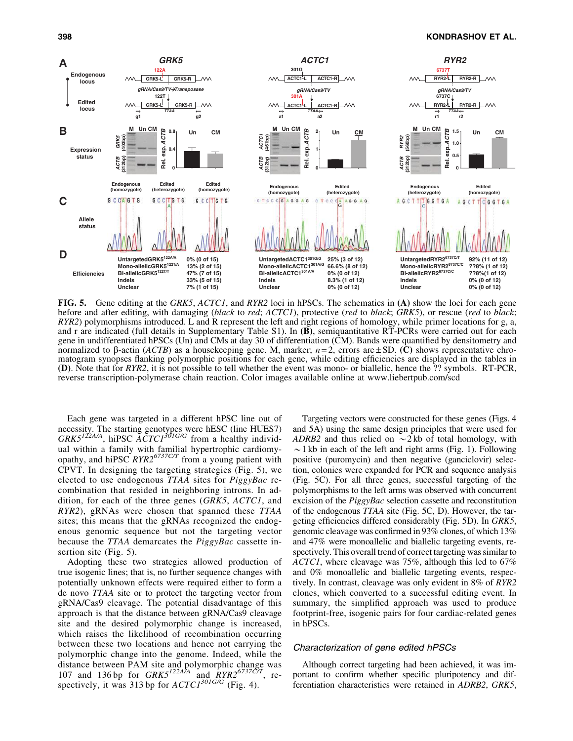**FIG. 5.** Gene editing at the *GRK5*, *ACTC1*, and *RYR2* loci in hPSCs. The schematics in **(A)** show the loci for each gene before and after editing, with damaging (*black* to *red*; *ACTC1*), protective (*red* to *black*; *GRK5*), or rescue (*red* to *black*; *RYR2*) polymorphisms introduced. L and R represent the left and right regions of homology, while primer locations for g, a, and r are indicated (full details in Supplementary Table S1). In **(B)**, semiquantitative RT-PCRs were carried out for each gene in undifferentiated hPSCs (Un) and CMs at day 30 of differentiation (CM). Bands were quantified by densitometry and normalized to β-actin (*ACTB*) as a housekeeping gene. M, marker; $n=2$, errors are ± SD. **(C)** shows representative chromatogram synopses flanking polymorphic positions for each gene, while editing efficiencies are displayed in the tables in **(D)**. Note that for *RYR2*, it is not possible to tell whether the event was mono- or biallelic, hence the ?? symbols. RT-PCR, reverse transcription-polymerase chain reaction. Color images available online at www.liebertpub.com/scd

Each gene was targeted in a different hPSC line out of necessity. The starting genotypes were hESC (line HUES7) $GRK5^{122A/A}$, hiPSC $ACTC1^{301G/G}$ from a healthy individual within a family with familial hypertrophic cardiomyopathy, and hiPSC $RYR2^{6737C/T}$ from a young patient with CPVT. In designing the targeting strategies (Fig. 5), we elected to use endogenous *TTAA* sites for *PiggyBac* recombination that resided in neighboring introns. In addition, for each of the three genes (*GRK5*, *ACTC1*, and *RYR2*), gRNAs were chosen that spanned these *TTAA* sites; this means that the gRNAs recognized the endogenous genomic sequence but not the targeting vector because the *TTAA* demarcates the *PiggyBac* cassette insertion site (Fig. 5).

Adopting these two strategies allowed production of true isogenic lines; that is, no further sequence changes with potentially unknown effects were required either to form a de novo *TTAA* site or to protect the targeting vector from gRNA/Cas9 cleavage. The potential disadvantage of this approach is that the distance between gRNA/Cas9 cleavage site and the desired polymorphic change is increased, which raises the likelihood of recombination occurring between these two locations and hence not carrying the polymorphic change into the genome. Indeed, while the distance between PAM site and polymorphic change was 107 and 136 bp for $GRK5^{122A/A}$ and $RYR2^{6737C/T}$, respectively, it was 313 bp for $ACTC1^{301G/G}$ (Fig. 4).

Targeting vectors were constructed for these genes (Figs. 4 and 5A) using the same design principles that were used for *ADRB2* and thus relied on ~2 kb of total homology, with ~1 kb in each of the left and right arms (Fig. 1). Following positive (puromycin) and then negative (ganciclovir) selection, colonies were expanded for PCR and sequence analysis (Fig. 5C). For all three genes, successful targeting of the polymorphisms to the left arms was observed with concurrent excision of the *PiggyBac* selection cassette and reconstitution of the endogenous *TTAA* site (Fig. 5C, D). However, the targeting efficiencies differed considerably (Fig. 5D). In *GRK5*, genomic cleavage was confirmed in 93% clones, of which 13% and 47% were monoallelic and biallelic targeting events, respectively. This overall trend of correct targeting was similar to *ACTC1*, where cleavage was 75%, although this led to 67% and 0% monoallelic and biallelic targeting events, respectively. In contrast, cleavage was only evident in 8% of *RYR2* clones, which converted to a successful editing event. In summary, the simplified approach was used to produce footprint-free, isogenic pairs for four cardiac-related genes in hPSCs.

### Characterization of gene edited hPSCs

Although correct targeting had been achieved, it was important to confirm whether specific pluripotency and differentiation characteristics were retained in *ADRB2*, *GRK5*,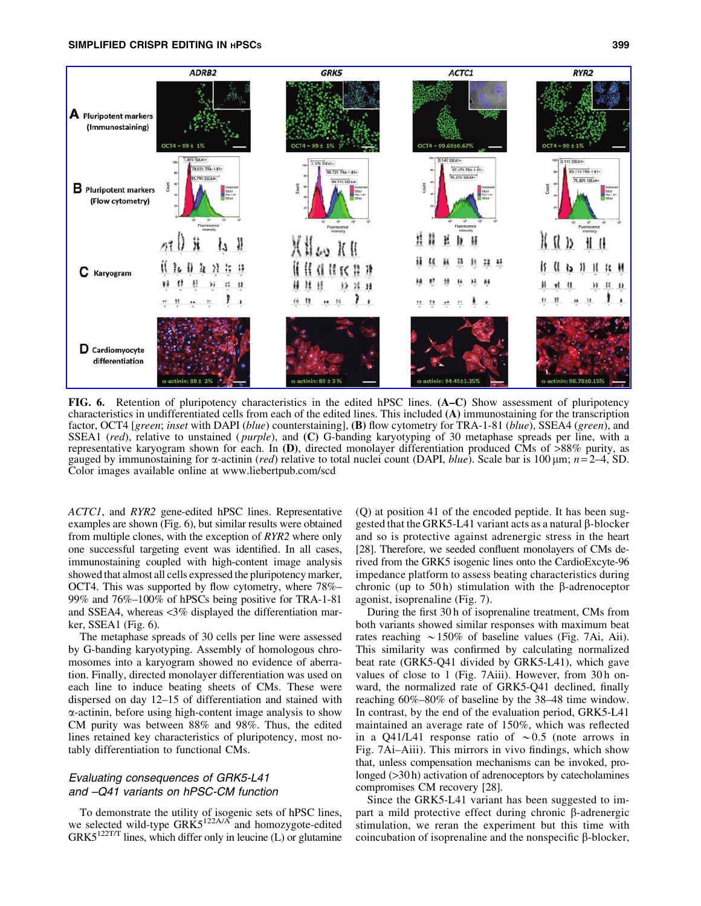FIG. 6. Retention of pluripotency characteristics in the edited hPSC lines. **(A–C)** Show assessment of pluripotency characteristics in undifferentiated cells from each of the edited lines. This included **(A)** immunostaining for the transcription factor, OCT4 [*green*; *inset* with DAPI (*blue*) counterstaining], **(B)** flow cytometry for TRA-1-81 (*blue*), SSEA4 (*green*), and SSEA1 (*red*), relative to unstained (*purple*), and **(C)** G-banding karyotyping of 30 metaphase spreads per line, with a representative karyogram shown for each. In **(D)**, directed monolayer differentiation produced CMs of >88% purity, as gauged by immunostaining for α-actinin (*red*) relative to total nuclei count (DAPI, *blue*). Scale bar is 100 μm; $n = 2$–4, SD. Color images available online at www.liebertpub.com/scd

*ACTC1*, and *RYR2* gene-edited hPSC lines. Representative examples are shown (Fig. 6), but similar results were obtained from multiple clones, with the exception of *RYR2* where only one successful targeting event was identified. In all cases, immunostaining coupled with high-content image analysis showed that almost all cells expressed the pluripotency marker, OCT4. This was supported by flow cytometry, where 78%–99% and 76%–100% of hPSCs being positive for TRA-1-81 and SSEA4, whereas <3% displayed the differentiation marker, SSEA1 (Fig. 6).

The metaphase spreads of 30 cells per line were assessed by G-banding karyotyping. Assembly of homologous chromosomes into a karyogram showed no evidence of aberration. Finally, directed monolayer differentiation was used on each line to induce beating sheets of CMs. These were dispersed on day 12–15 of differentiation and stained with α-actinin, before using high-content image analysis to show CM purity was between 88% and 98%. Thus, the edited lines retained key characteristics of pluripotency, most notably differentiation to functional CMs.

### *Evaluating consequences of GRK5-L41 and –Q41 variants on hPSC-CM function*

To demonstrate the utility of isogenic sets of hPSC lines, we selected wild-type $GRK5^{122A/A}$ and homozygote-edited $GRK5^{122T/T}$ lines, which differ only in leucine (L) or glutamine (Q) at position 41 of the encoded peptide. It has been suggested that the GRK5-L41 variant acts as a natural β-blocker and so is protective against adrenergic stress in the heart [28]. Therefore, we seeded confluent monolayers of CMs derived from the GRK5 isogenic lines onto the CardioExcyte-96 impedance platform to assess beating characteristics during chronic (up to 50 h) stimulation with the β-adrenoceptor agonist, isoprenaline (Fig. 7).

During the first 30 h of isoprenaline treatment, CMs from both variants showed similar responses with maximum beat rates reaching ∼150% of baseline values (Fig. 7Ai, Aii). This similarity was confirmed by calculating normalized beat rate (GRK5-Q41 divided by GRK5-L41), which gave values of close to 1 (Fig. 7Aiii). However, from 30 h onward, the normalized rate of GRK5-Q41 declined, finally reaching 60%–80% of baseline by the 38–48 time window. In contrast, by the end of the evaluation period, GRK5-L41 maintained an average rate of 150%, which was reflected in a Q41/L41 response ratio of ∼0.5 (note arrows in Fig. 7Ai–Aiii). This mirrors in vivo findings, which show that, unless compensation mechanisms can be invoked, prolonged (>30 h) activation of adrenoceptors by catecholamines compromises CM recovery [28].

Since the GRK5-L41 variant has been suggested to impart a mild protective effect during chronic β-adrenergic stimulation, we reran the experiment but this time with coincubation of isoprenaline and the nonspecific β-blocker,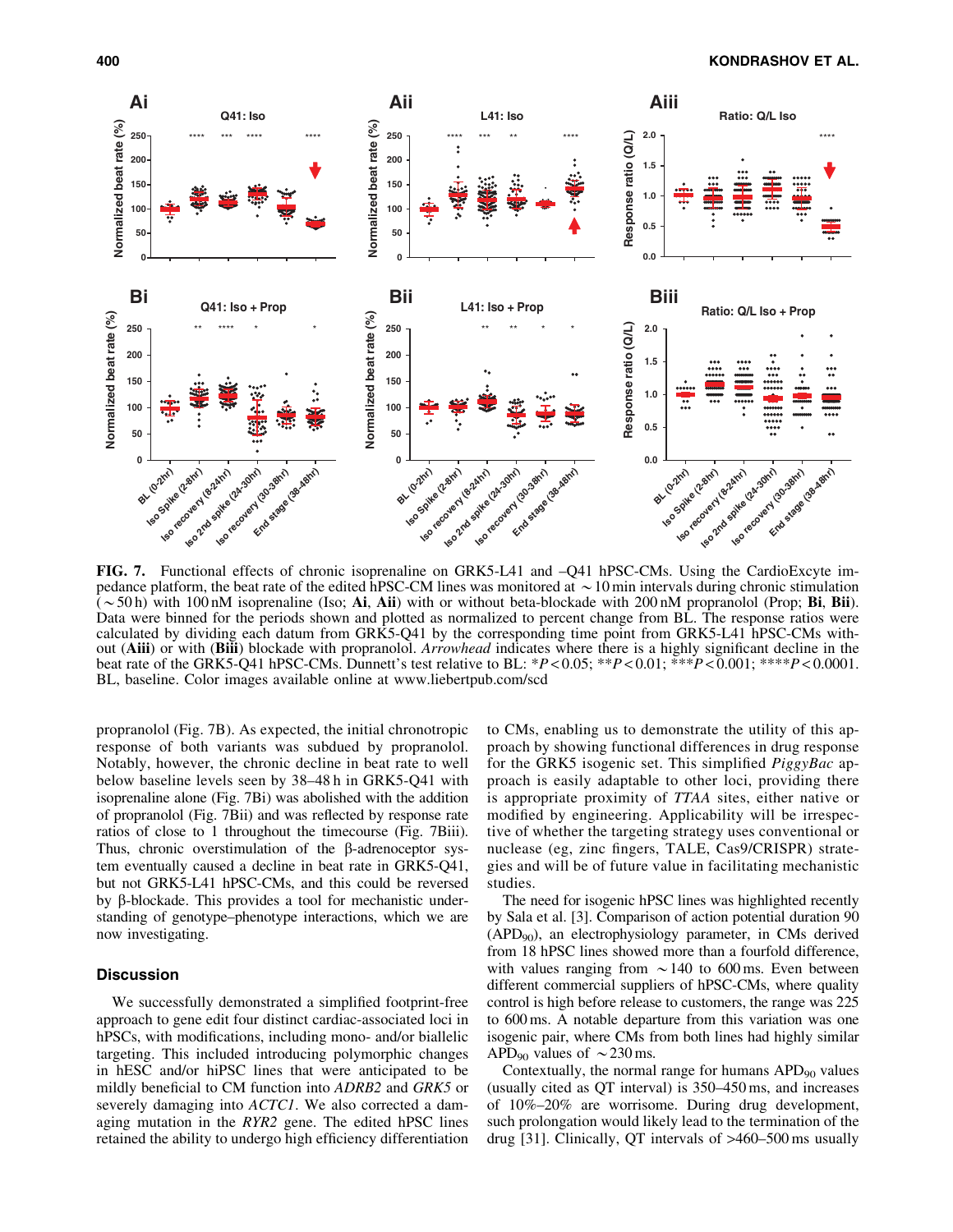**FIG. 7.** Functional effects of chronic isoprenaline on GRK5-L41 and –Q41 hPSC-CMs. Using the CardioExcyte impedance platform, the beat rate of the edited hPSC-CM lines was monitored at ~10 min intervals during chronic stimulation (~50 h) with 100 nM isoprenaline (Iso; **Ai**, **Aii**) with or without beta-blockade with 200 nM propranolol (Prop; **Bi**, **Bii**). Data were binned for the periods shown and plotted as normalized to percent change from BL. The response ratios were calculated by dividing each datum from GRK5-Q41 by the corresponding time point from GRK5-L41 hPSC-CMs without (**Aiii**) or with (**Biii**) blockade with propranolol. *Arrowhead* indicates where there is a highly significant decline in the beat rate of the GRK5-Q41 hPSC-CMs. Dunnett's test relative to BL: \*$P<0.05$; \*\*$P<0.01$; \*\*\*$P<0.001$; \*\*\*\*$P<0.0001$. BL, baseline. Color images available online at www.liebertpub.com/scd

propranolol (Fig. 7B). As expected, the initial chronotropic response of both variants was subdued by propranolol. Notably, however, the chronic decline in beat rate to well below baseline levels seen by 38–48 h in GRK5-Q41 with isoprenaline alone (Fig. 7Bi) was abolished with the addition of propranolol (Fig. 7Bii) and was reflected by response rate ratios of close to 1 throughout the timecourse (Fig. 7Biii). Thus, chronic overstimulation of the β-adrenoceptor system eventually caused a decline in beat rate in GRK5-Q41, but not GRK5-L41 hPSC-CMs, and this could be reversed by β-blockade. This provides a tool for mechanistic understanding of genotype–phenotype interactions, which we are now investigating.

## Discussion

We successfully demonstrated a simplified footprint-free approach to gene edit four distinct cardiac-associated loci in hPSCs, with modifications, including mono- and/or biallelic targeting. This included introducing polymorphic changes in hESC and/or hiPSC lines that were anticipated to be mildly beneficial to CM function into *ADRB2* and *GRK5* or severely damaging into *ACTC1*. We also corrected a damaging mutation in the *RYR2* gene. The edited hPSC lines retained the ability to undergo high efficiency differentiation to CMs, enabling us to demonstrate the utility of this approach by showing functional differences in drug response for the GRK5 isogenic set. This simplified *PiggyBac* approach is easily adaptable to other loci, providing there is appropriate proximity of *TTAA* sites, either native or modified by engineering. Applicability will be irrespective of whether the targeting strategy uses conventional or nuclease (eg, zinc fingers, TALE, Cas9/CRISPR) strategies and will be of future value in facilitating mechanistic studies.

The need for isogenic hPSC lines was highlighted recently by Sala et al. [3]. Comparison of action potential duration 90 ($APD_{90}$), an electrophysiology parameter, in CMs derived from 18 hPSC lines showed more than a fourfold difference, with values ranging from ~140 to 600 ms. Even between different commercial suppliers of hPSC-CMs, where quality control is high before release to customers, the range was 225 to 600 ms. A notable departure from this variation was one isogenic pair, where CMs from both lines had highly similar $APD_{90}$ values of ~230 ms.

Contextually, the normal range for humans $APD_{90}$ values (usually cited as QT interval) is 350–450 ms, and increases of 10%–20% are worrisome. During drug development, such prolongation would likely lead to the termination of the drug [31]. Clinically, QT intervals of >460–500 ms usually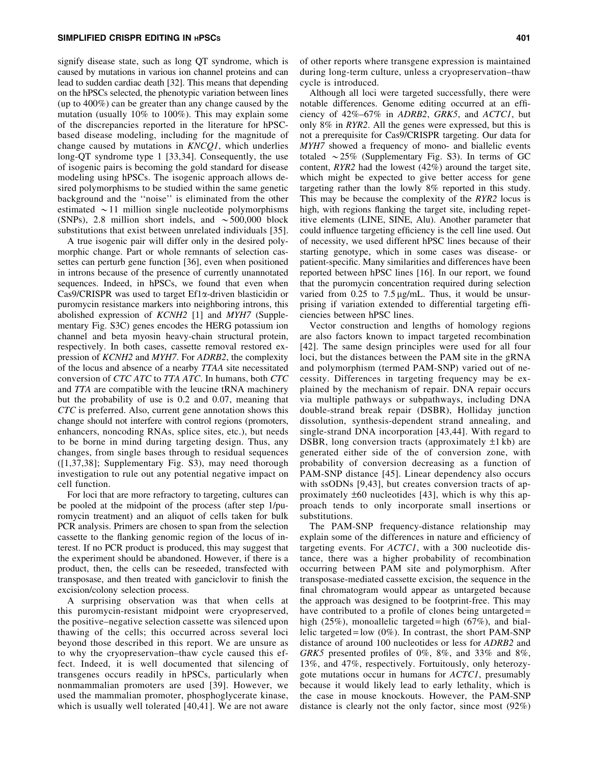signify disease state, such as long QT syndrome, which is caused by mutations in various ion channel proteins and can lead to sudden cardiac death [32]. This means that depending on the hPSCs selected, the phenotypic variation between lines (up to 400%) can be greater than any change caused by the mutation (usually 10% to 100%). This may explain some of the discrepancies reported in the literature for hPSC-based disease modeling, including for the magnitude of change caused by mutations in *KNCQ1*, which underlies long-QT syndrome type 1 [33,34]. Consequently, the use of isogenic pairs is becoming the gold standard for disease modeling using hPSCs. The isogenic approach allows desired polymorphisms to be studied within the same genetic background and the ''noise'' is eliminated from the other estimated ~11 million single nucleotide polymorphisms (SNPs), 2.8 million short indels, and ~500,000 block substitutions that exist between unrelated individuals [35].

A true isogenic pair will differ only in the desired polymorphic change. Part or whole remnants of selection cassettes can perturb gene function [36], even when positioned in introns because of the presence of currently unannotated sequences. Indeed, in hPSCs, we found that even when Cas9/CRISPR was used to target Ef1α-driven blasticidin or puromycin resistance markers into neighboring introns, this abolished expression of *KCNH2* [1] and *MYH7* (Supplementary Fig. S3C) genes encodes the HERG potassium ion channel and beta myosin heavy-chain structural protein, respectively. In both cases, cassette removal restored expression of *KCNH2* and *MYH7*. For *ADRB2*, the complexity of the locus and absence of a nearby *TTAA* site necessitated conversion of *CTC ATC* to *TTA ATC*. In humans, both *CTC* and *TTA* are compatible with the leucine tRNA machinery but the probability of use is 0.2 and 0.07, meaning that *CTC* is preferred. Also, current gene annotation shows this change should not interfere with control regions (promoters, enhancers, noncoding RNAs, splice sites, etc.), but needs to be borne in mind during targeting design. Thus, any changes, from single bases through to residual sequences ([1,37,38]; Supplementary Fig. S3), may need thorough investigation to rule out any potential negative impact on cell function.

For loci that are more refractory to targeting, cultures can be pooled at the midpoint of the process (after step 1/puromycin treatment) and an aliquot of cells taken for bulk PCR analysis. Primers are chosen to span from the selection cassette to the flanking genomic region of the locus of interest. If no PCR product is produced, this may suggest that the experiment should be abandoned. However, if there is a product, then, the cells can be reseeded, transfected with transposase, and then treated with ganciclovir to finish the excision/colony selection process.

A surprising observation was that when cells at this puromycin-resistant midpoint were cryopreserved, the positive–negative selection cassette was silenced upon thawing of the cells; this occurred across several loci beyond those described in this report. We are unsure as to why the cryopreservation–thaw cycle caused this effect. Indeed, it is well documented that silencing of transgenes occurs readily in hPSCs, particularly when nonmammalian promoters are used [39]. However, we used the mammalian promoter, phosphoglycerate kinase, which is usually well tolerated [40,41]. We are not aware of other reports where transgene expression is maintained during long-term culture, unless a cryopreservation–thaw cycle is introduced.

Although all loci were targeted successfully, there were notable differences. Genome editing occurred at an efficiency of 42%–67% in *ADRB2*, *GRK5*, and *ACTC1*, but only 8% in *RYR2*. All the genes were expressed, but this is not a prerequisite for Cas9/CRISPR targeting. Our data for *MYH7* showed a frequency of mono- and biallelic events totaled ~25% (Supplementary Fig. S3). In terms of GC content, *RYR2* had the lowest (42%) around the target site, which might be expected to give better access for gene targeting rather than the lowly 8% reported in this study. This may be because the complexity of the *RYR2* locus is high, with regions flanking the target site, including repetitive elements (LINE, SINE, Alu). Another parameter that could influence targeting efficiency is the cell line used. Out of necessity, we used different hPSC lines because of their starting genotype, which in some cases was disease- or patient-specific. Many similarities and differences have been reported between hPSC lines [16]. In our report, we found that the puromycin concentration required during selection varied from 0.25 to 7.5 μg/mL. Thus, it would be unsurprising if variation extended to differential targeting efficiencies between hPSC lines.

Vector construction and lengths of homology regions are also factors known to impact targeted recombination [42]. The same design principles were used for all four loci, but the distances between the PAM site in the gRNA and polymorphism (termed PAM-SNP) varied out of necessity. Differences in targeting frequency may be explained by the mechanism of repair. DNA repair occurs via multiple pathways or subpathways, including DNA double-strand break repair (DSBR), Holliday junction dissolution, synthesis-dependent strand annealing, and single-strand DNA incorporation [43,44]. With regard to DSBR, long conversion tracts (approximately ±1 kb) are generated either side of the of conversion zone, with probability of conversion decreasing as a function of PAM-SNP distance [45]. Linear dependency also occurs with ssODNs [9,43], but creates conversion tracts of approximately ±60 nucleotides [43], which is why this approach tends to only incorporate small insertions or substitutions.

The PAM-SNP frequency-distance relationship may explain some of the differences in nature and efficiency of targeting events. For *ACTC1*, with a 300 nucleotide distance, there was a higher probability of recombination occurring between PAM site and polymorphism. After transposase-mediated cassette excision, the sequence in the final chromatogram would appear as untargeted because the approach was designed to be footprint-free. This may have contributed to a profile of clones being untargeted = high (25%), monoallelic targeted = high (67%), and biallelic targeted = low (0%). In contrast, the short PAM-SNP distance of around 100 nucleotides or less for *ADRB2* and *GRK5* presented profiles of 0%, 8%, and 33% and 8%, 13%, and 47%, respectively. Fortuitously, only heterozygote mutations occur in humans for *ACTC1*, presumably because it would likely lead to early lethality, which is the case in mouse knockouts. However, the PAM-SNP distance is clearly not the only factor, since most (92%)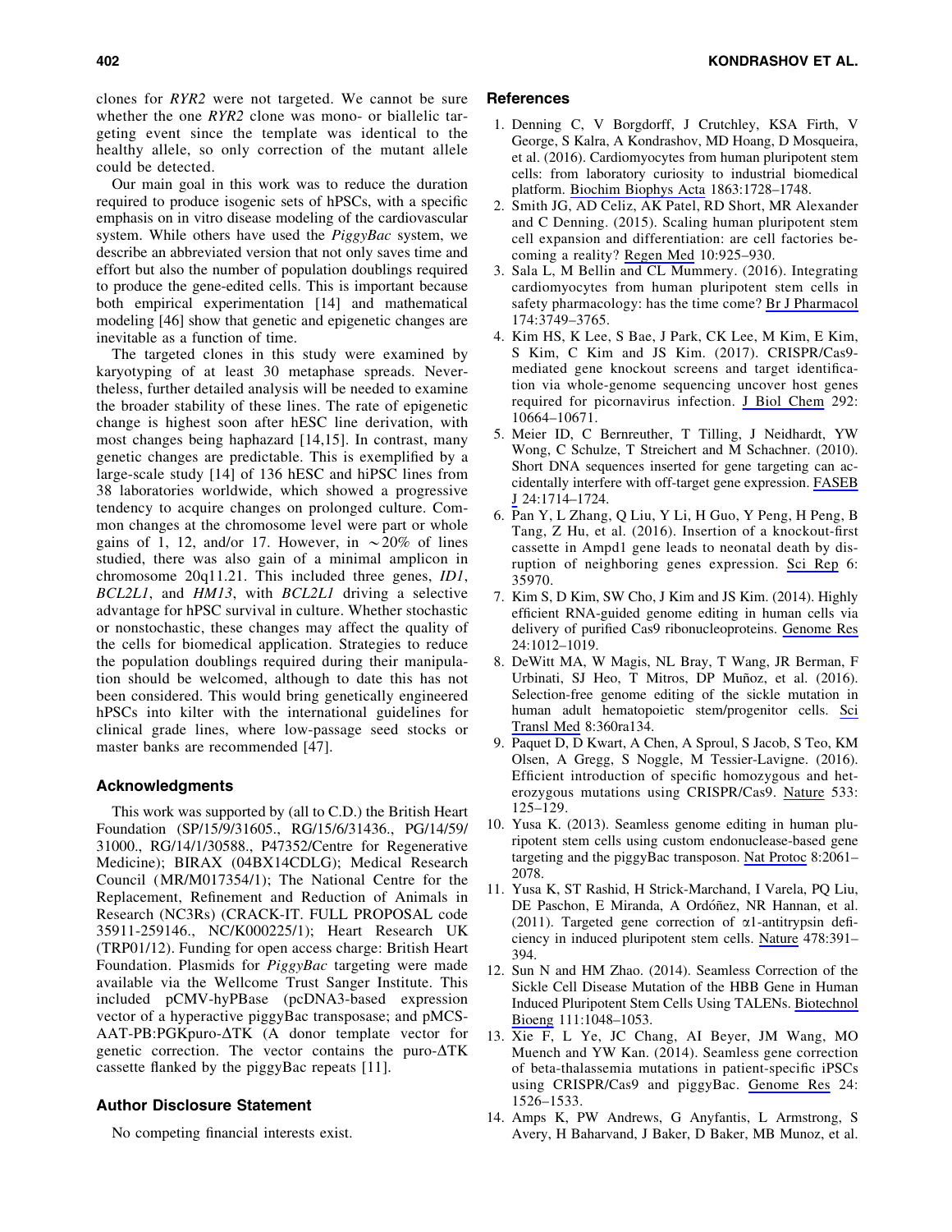clones for *RYR2* were not targeted. We cannot be sure whether the one *RYR2* clone was mono- or biallelic targeting event since the template was identical to the healthy allele, so only correction of the mutant allele could be detected.

Our main goal in this work was to reduce the duration required to produce isogenic sets of hPSCs, with a specific emphasis on in vitro disease modeling of the cardiovascular system. While others have used the *PiggyBac* system, we describe an abbreviated version that not only saves time and effort but also the number of population doublings required to produce the gene-edited cells. This is important because both empirical experimentation [14] and mathematical modeling [46] show that genetic and epigenetic changes are inevitable as a function of time.

The targeted clones in this study were examined by karyotyping of at least 30 metaphase spreads. Nevertheless, further detailed analysis will be needed to examine the broader stability of these lines. The rate of epigenetic change is highest soon after hESC line derivation, with most changes being haphazard [14,15]. In contrast, many genetic changes are predictable. This is exemplified by a large-scale study [14] of 136 hESC and hiPSC lines from 38 laboratories worldwide, which showed a progressive tendency to acquire changes on prolonged culture. Common changes at the chromosome level were part or whole gains of 1, 12, and/or 17. However, in ~20% of lines studied, there was also gain of a minimal amplicon in chromosome 20q11.21. This included three genes, *ID1*, *BCL2L1*, and *HM13*, with *BCL2L1* driving a selective advantage for hPSC survival in culture. Whether stochastic or nonstochastic, these changes may affect the quality of the cells for biomedical application. Strategies to reduce the population doublings required during their manipulation should be welcomed, although to date this has not been considered. This would bring genetically engineered hPSCs into kilter with the international guidelines for clinical grade lines, where low-passage seed stocks or master banks are recommended [47].

## Acknowledgments

This work was supported by (all to C.D.) the British Heart Foundation (SP/15/9/31605., RG/15/6/31436., PG/14/59/31000., RG/14/1/30588., P47352/Centre for Regenerative Medicine); BIRAX (04BX14CDLG); Medical Research Council (MR/M017354/1); The National Centre for the Replacement, Refinement and Reduction of Animals in Research (NC3Rs) (CRACK-IT. FULL PROPOSAL code 35911-259146., NC/K000225/1); Heart Research UK (TRP01/12). Funding for open access charge: British Heart Foundation. Plasmids for *PiggyBac* targeting were made available via the Wellcome Trust Sanger Institute. This included pCMV-hyPBase (pcDNA3-based expression vector of a hyperactive piggyBac transposase; and pMCS-AAT-PB:PGKpuro-ΔTK (A donor template vector for genetic correction. The vector contains the puro-ΔTK cassette flanked by the piggyBac repeats [11].

## Author Disclosure Statement

No competing financial interests exist.

## References

1. Denning C, V Borgdorff, J Crutchley, KSA Firth, V George, S Kalra, A Kondrashov, MD Hoang, D Mosqueira, et al. (2016). Cardiomyocytes from human pluripotent stem cells: from laboratory curiosity to industrial biomedical platform. Biochim Biophys Acta 1863:1728–1748.
2. Smith JG, AD Celiz, AK Patel, RD Short, MR Alexander and C Denning. (2015). Scaling human pluripotent stem cell expansion and differentiation: are cell factories becoming a reality? Regen Med 10:925–930.
3. Sala L, M Bellin and CL Mummery. (2016). Integrating cardiomyocytes from human pluripotent stem cells in safety pharmacology: has the time come? Br J Pharmacol 174:3749–3765.
4. Kim HS, K Lee, S Bae, J Park, CK Lee, M Kim, E Kim, S Kim, C Kim and JS Kim. (2017). CRISPR/Cas9-mediated gene knockout screens and target identification via whole-genome sequencing uncover host genes required for picornavirus infection. J Biol Chem 292: 10664–10671.
5. Meier ID, C Bernreuther, T Tilling, J Neidhardt, YW Wong, C Schulze, T Streichert and M Schachner. (2010). Short DNA sequences inserted for gene targeting can accidentally interfere with off-target gene expression. FASEB J 24:1714–1724.
6. Pan Y, L Zhang, Q Liu, Y Li, H Guo, Y Peng, H Peng, B Tang, Z Hu, et al. (2016). Insertion of a knockout-first cassette in Ampd1 gene leads to neonatal death by disruption of neighboring genes expression. Sci Rep 6: 35970.
7. Kim S, D Kim, SW Cho, J Kim and JS Kim. (2014). Highly efficient RNA-guided genome editing in human cells via delivery of purified Cas9 ribonucleoproteins. Genome Res 24:1012–1019.
8. DeWitt MA, W Magis, NL Bray, T Wang, JR Berman, F Urbinati, SJ Heo, T Mitros, DP Muñoz, et al. (2016). Selection-free genome editing of the sickle mutation in human adult hematopoietic stem/progenitor cells. Sci Transl Med 8:360ra134.
9. Paquet D, D Kwart, A Chen, A Sproul, S Jacob, S Teo, KM Olsen, A Gregg, S Noggle, M Tessier-Lavigne. (2016). Efficient introduction of specific homozygous and heterozygous mutations using CRISPR/Cas9. Nature 533: 125–129.
10. Yusa K. (2013). Seamless genome editing in human pluripotent stem cells using custom endonuclease-based gene targeting and the piggyBac transposon. Nat Protoc 8:2061–2078.
11. Yusa K, ST Rashid, H Strick-Marchand, I Varela, PQ Liu, DE Paschon, E Miranda, A Ordóñez, NR Hannan, et al. (2011). Targeted gene correction of α1-antitrypsin deficiency in induced pluripotent stem cells. Nature 478:391–394.
12. Sun N and HM Zhao. (2014). Seamless Correction of the Sickle Cell Disease Mutation of the HBB Gene in Human Induced Pluripotent Stem Cells Using TALENs. Biotechnol Bioeng 111:1048–1053.
13. Xie F, L Ye, JC Chang, AI Beyer, JM Wang, MO Muench and YW Kan. (2014). Seamless gene correction of beta-thalassemia mutations in patient-specific iPSCs using CRISPR/Cas9 and piggyBac. Genome Res 24: 1526–1533.
14. Amps K, PW Andrews, G Anyfantis, L Armstrong, S Avery, H Baharvand, J Baker, D Baker, MB Munoz, et al.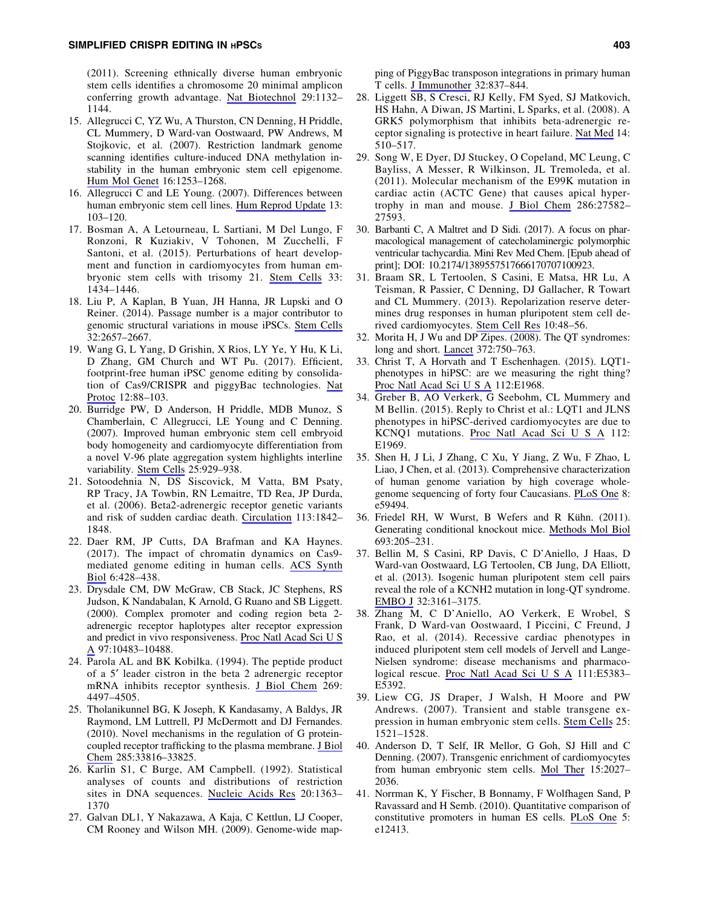(2011). Screening ethnically diverse human embryonic stem cells identifies a chromosome 20 minimal amplicon conferring growth advantage. Nat Biotechnol 29:1132–1144.

15. Allegrucci C, YZ Wu, A Thurston, CN Denning, H Priddle, CL Mummery, D Ward-van Oostwaard, PW Andrews, M Stojkovic, et al. (2007). Restriction landmark genome scanning identifies culture-induced DNA methylation instability in the human embryonic stem cell epigenome. Hum Mol Genet 16:1253–1268.
16. Allegrucci C and LE Young. (2007). Differences between human embryonic stem cell lines. Hum Reprod Update 13: 103–120.
17. Bosman A, A Letourneau, L Sartiani, M Del Lungo, F Ronzoni, R Kuziakiv, V Tohonen, M Zucchelli, F Santoni, et al. (2015). Perturbations of heart development and function in cardiomyocytes from human embryonic stem cells with trisomy 21. Stem Cells 33: 1434–1446.
18. Liu P, A Kaplan, B Yuan, JH Hanna, JR Lupski and O Reiner. (2014). Passage number is a major contributor to genomic structural variations in mouse iPSCs. Stem Cells 32:2657–2667.
19. Wang G, L Yang, D Grishin, X Rios, LY Ye, Y Hu, K Li, D Zhang, GM Church and WT Pu. (2017). Efficient, footprint-free human iPSC genome editing by consolidation of Cas9/CRISPR and piggyBac technologies. Nat Protoc 12:88–103.
20. Burridge PW, D Anderson, H Priddle, MDB Munoz, S Chamberlain, C Allegrucci, LE Young and C Denning. (2007). Improved human embryonic stem cell embryoid body homogeneity and cardiomyocyte differentiation from a novel V-96 plate aggregation system highlights interline variability. Stem Cells 25:929–938.
21. Sotoodehnia N, DS Siscovick, M Vatta, BM Psaty, RP Tracy, JA Towbin, RN Lemaitre, TD Rea, JP Durda, et al. (2006). Beta2-adrenergic receptor genetic variants and risk of sudden cardiac death. Circulation 113:1842–1848.
22. Daer RM, JP Cutts, DA Brafman and KA Haynes. (2017). The impact of chromatin dynamics on Cas9-mediated genome editing in human cells. ACS Synth Biol 6:428–438.
23. Drysdale CM, DW McGraw, CB Stack, JC Stephens, RS Judson, K Nandabalan, K Arnold, G Ruano and SB Liggett. (2000). Complex promoter and coding region beta 2-adrenergic receptor haplotypes alter receptor expression and predict in vivo responsiveness. Proc Natl Acad Sci U S A 97:10483–10488.
24. Parola AL and BK Kobilka. (1994). The peptide product of a 5′ leader cistron in the beta 2 adrenergic receptor mRNA inhibits receptor synthesis. J Biol Chem 269: 4497–4505.
25. Tholanikunnel BG, K Joseph, K Kandasamy, A Baldys, JR Raymond, LM Luttrell, PJ McDermott and DJ Fernandes. (2010). Novel mechanisms in the regulation of G protein-coupled receptor trafficking to the plasma membrane. J Biol Chem 285:33816–33825.
26. Karlin S1, C Burge, AM Campbell. (1992). Statistical analyses of counts and distributions of restriction sites in DNA sequences. Nucleic Acids Res 20:1363–1370
27. Galvan DL1, Y Nakazawa, A Kaja, C Kettlun, LJ Cooper, CM Rooney and Wilson MH. (2009). Genome-wide mapping of PiggyBac transposon integrations in primary human T cells. J Immunother 32:837–844.
28. Liggett SB, S Cresci, RJ Kelly, FM Syed, SJ Matkovich, HS Hahn, A Diwan, JS Martini, L Sparks, et al. (2008). A GRK5 polymorphism that inhibits beta-adrenergic receptor signaling is protective in heart failure. Nat Med 14: 510–517.
29. Song W, E Dyer, DJ Stuckey, O Copeland, MC Leung, C Bayliss, A Messer, R Wilkinson, JL Tremoleda, et al. (2011). Molecular mechanism of the E99K mutation in cardiac actin (ACTC Gene) that causes apical hypertrophy in man and mouse. J Biol Chem 286:27582–27593.
30. Barbanti C, A Maltret and D Sidi. (2017). A focus on pharmacological management of catecholaminergic polymorphic ventricular tachycardia. Mini Rev Med Chem. [Epub ahead of print]; DOI: 10.2174/1389557517666170707100923.
31. Braam SR, L Tertoolen, S Casini, E Matsa, HR Lu, A Teisman, R Passier, C Denning, DJ Gallacher, R Towart and CL Mummery. (2013). Repolarization reserve determines drug responses in human pluripotent stem cell derived cardiomyocytes. Stem Cell Res 10:48–56.
32. Morita H, J Wu and DP Zipes. (2008). The QT syndromes: long and short. Lancet 372:750–763.
33. Christ T, A Horvath and T Eschenhagen. (2015). LQT1-phenotypes in hiPSC: are we measuring the right thing? Proc Natl Acad Sci U S A 112:E1968.
34. Greber B, AO Verkerk, G Seebohm, CL Mummery and M Bellin. (2015). Reply to Christ et al.: LQT1 and JLNS phenotypes in hiPSC-derived cardiomyocytes are due to KCNQ1 mutations. Proc Natl Acad Sci U S A 112: E1969.
35. Shen H, J Li, J Zhang, C Xu, Y Jiang, Z Wu, F Zhao, L Liao, J Chen, et al. (2013). Comprehensive characterization of human genome variation by high coverage whole-genome sequencing of forty four Caucasians. PLoS One 8: e59494.
36. Friedel RH, W Wurst, B Wefers and R Kühn. (2011). Generating conditional knockout mice. Methods Mol Biol 693:205–231.
37. Bellin M, S Casini, RP Davis, C D'Aniello, J Haas, D Ward-van Oostwaard, LG Tertoolen, CB Jung, DA Elliott, et al. (2013). Isogenic human pluripotent stem cell pairs reveal the role of a KCNH2 mutation in long-QT syndrome. EMBO J 32:3161–3175.
38. Zhang M, C D'Aniello, AO Verkerk, E Wrobel, S Frank, D Ward-van Oostwaard, I Piccini, C Freund, J Rao, et al. (2014). Recessive cardiac phenotypes in induced pluripotent stem cell models of Jervell and Lange-Nielsen syndrome: disease mechanisms and pharmacological rescue. Proc Natl Acad Sci U S A 111:E5383–E5392.
39. Liew CG, JS Draper, J Walsh, H Moore and PW Andrews. (2007). Transient and stable transgene expression in human embryonic stem cells. Stem Cells 25: 1521–1528.
40. Anderson D, T Self, IR Mellor, G Goh, SJ Hill and C Denning. (2007). Transgenic enrichment of cardiomyocytes from human embryonic stem cells. Mol Ther 15:2027–2036.
41. Norrman K, Y Fischer, B Bonnamy, F Wolfhagen Sand, P Ravassard and H Semb. (2010). Quantitative comparison of constitutive promoters in human ES cells. PLoS One 5: e12413.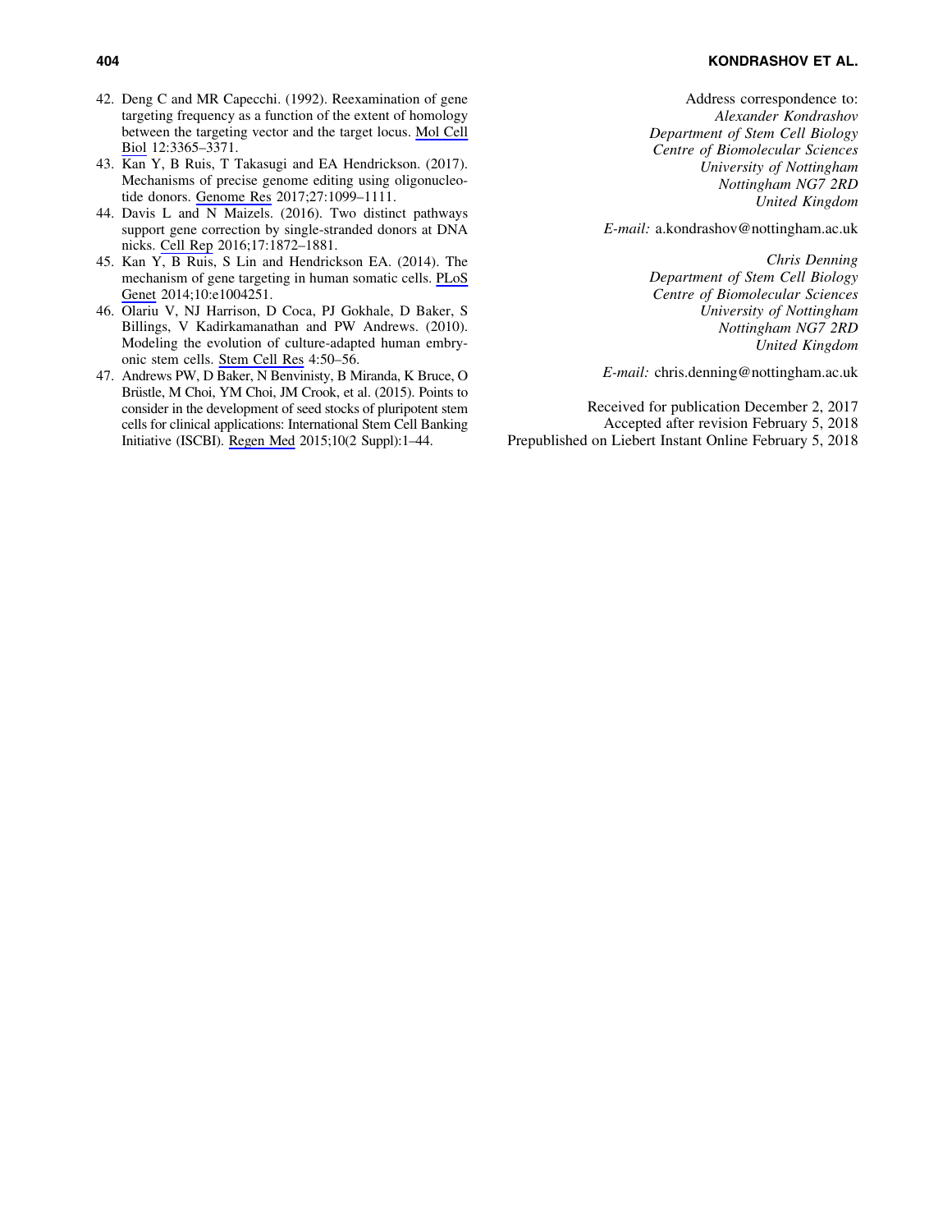42. Deng C and MR Capecchi. (1992). Reexamination of gene targeting frequency as a function of the extent of homology between the targeting vector and the target locus. Mol Cell Biol 12:3365–3371.
43. Kan Y, B Ruis, T Takasugi and EA Hendrickson. (2017). Mechanisms of precise genome editing using oligonucleotide donors. Genome Res 2017;27:1099–1111.
44. Davis L and N Maizels. (2016). Two distinct pathways support gene correction by single-stranded donors at DNA nicks. Cell Rep 2016;17:1872–1881.
45. Kan Y, B Ruis, S Lin and Hendrickson EA. (2014). The mechanism of gene targeting in human somatic cells. PLoS Genet 2014;10:e1004251.
46. Olariu V, NJ Harrison, D Coca, PJ Gokhale, D Baker, S Billings, V Kadirkamanathan and PW Andrews. (2010). Modeling the evolution of culture-adapted human embryonic stem cells. Stem Cell Res 4:50–56.
47. Andrews PW, D Baker, N Benvinisty, B Miranda, K Bruce, O Brüstle, M Choi, YM Choi, JM Crook, et al. (2015). Points to consider in the development of seed stocks of pluripotent stem cells for clinical applications: International Stem Cell Banking Initiative (ISCBI). Regen Med 2015;10(2 Suppl):1–44.

Address correspondence to:
*Alexander Kondrashov*
*Department of Stem Cell Biology*
*Centre of Biomolecular Sciences*
*University of Nottingham*
*Nottingham NG7 2RD*
*United Kingdom*

*E-mail:* a.kondrashov@nottingham.ac.uk

*Chris Denning*
*Department of Stem Cell Biology*
*Centre of Biomolecular Sciences*
*University of Nottingham*
*Nottingham NG7 2RD*
*United Kingdom*

*E-mail:* chris.denning@nottingham.ac.uk

Received for publication December 2, 2017
Accepted after revision February 5, 2018
Prepublished on Liebert Instant Online February 5, 2018